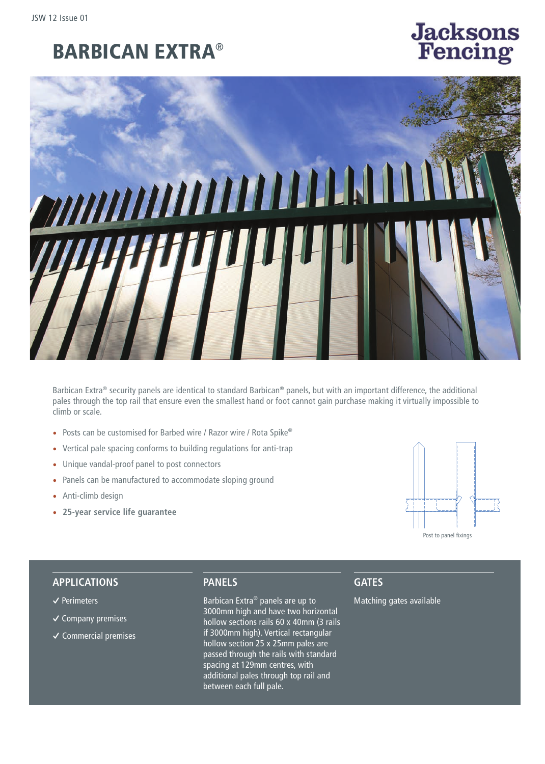# BARBICAN EXTRA®

Jacksons Fencing

Barbican Extra® security panels are identical to standard Barbican® panels, but with an important difference, the additional pales through the top rail that ensure even the smallest hand or foot cannot gain purchase making it virtually impossible to climb or scale.

- Posts can be customised for Barbed wire / Razor wire / Rota Spike®
- Vertical pale spacing conforms to building regulations for anti-trap
- Unique vandal-proof panel to post connectors
- Panels can be manufactured to accommodate sloping ground
- Anti-climb design
- **25-year service life guarantee**

Post to panel fixings

## APPLICATIONS

- ✓ Perimeters
- ✓ Company premises
- ✓ Commercial premises

## PANELS

Barbican Extra® panels are up to 3000mm high and have two horizontal hollow sections rails 60 x 40mm (3 rails if 3000mm high). Vertical rectangular hollow section 25 x 25mm pales are passed through the rails with standard spacing at 129mm centres, with additional pales through top rail and between each full pale.

## GATES

Matching gates available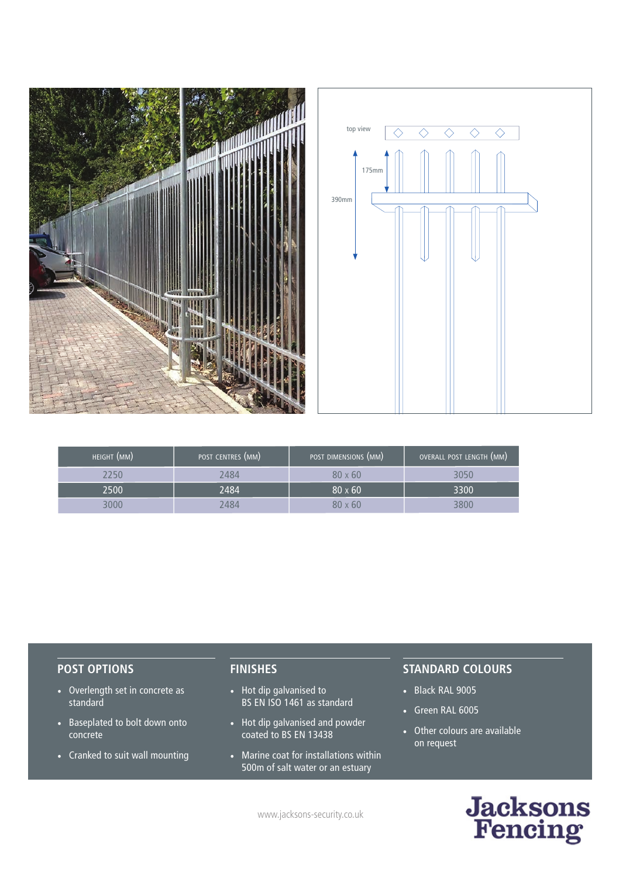top view

175mm

390mm

| HEIGHT (MM) | POST CENTRES (MM) | POST DIMENSIONS (MM) | OVERALL POST LENGTH (MM) |
|---|---|---|---|
| 2250 | 2484 | 80 x 60 | 3050 |
| 2500 | 2484 | 80 x 60 | 3300 |
| 3000 | 2484 | 80 x 60 | 3800 |

## POST OPTIONS

- Overlength set in concrete as standard
- Baseplated to bolt down onto concrete
- Cranked to suit wall mounting

## FINISHES

- Hot dip galvanised to BS EN ISO 1461 as standard
- Hot dip galvanised and powder coated to BS EN 13438
- Marine coat for installations within 500m of salt water or an estuary

## STANDARD COLOURS

- Black RAL 9005
- Green RAL 6005
- Other colours are available on request

www.jacksons-security.co.uk

Jacksons Fencing